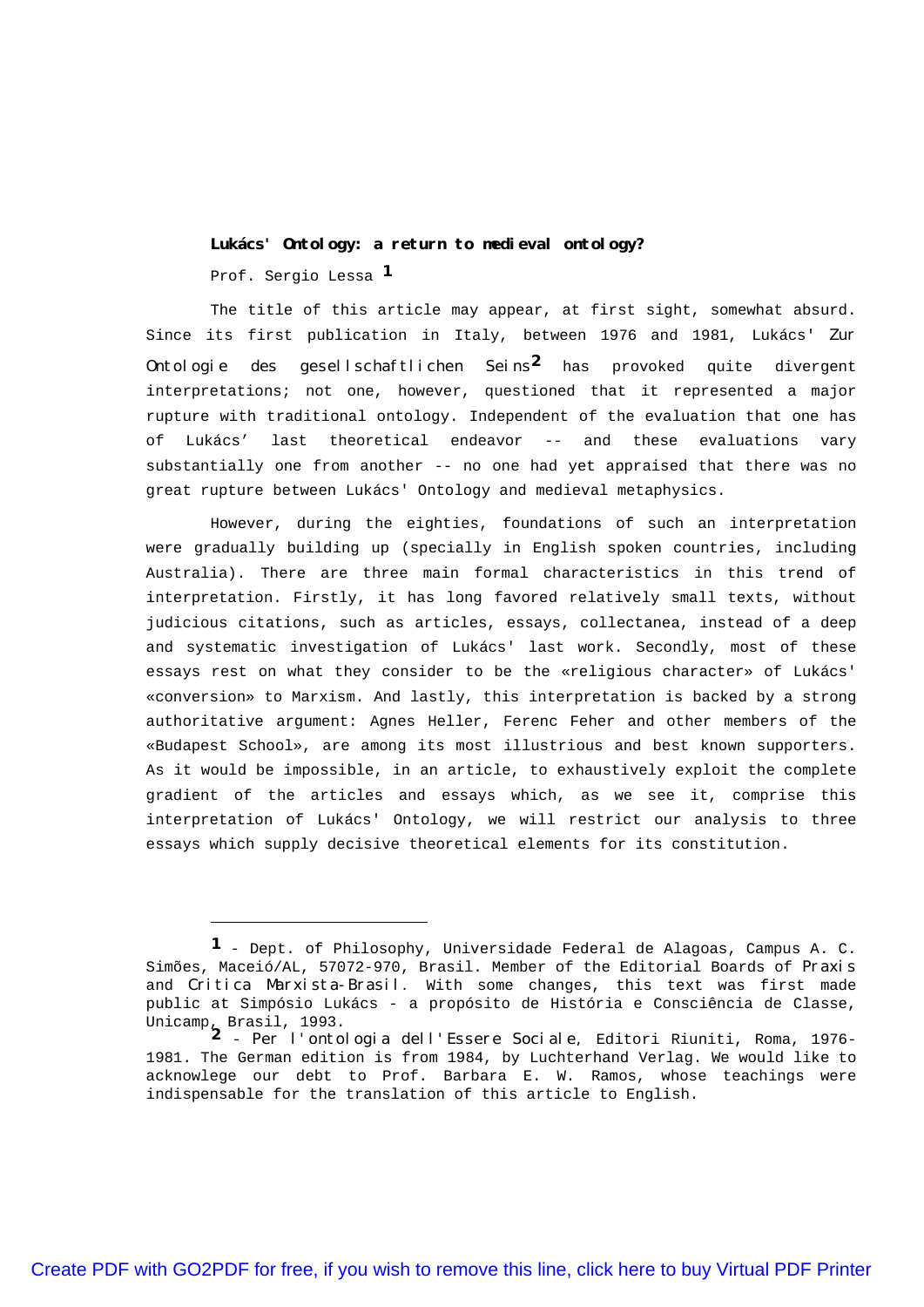# Lukács' Ontology: a return to medieval ontology?

Prof. Sergio Lessa [1]

The title of this article may appear, at first sight, somewhat absurd. Since its first publication in Italy, between 1976 and 1981, Lukács' *Zur Ontologie des gesellschaftlichen Seins*[2] has provoked quite divergent interpretations; not one, however, questioned that it represented a major rupture with traditional ontology. Independent of the evaluation that one has of Lukács' last theoretical endeavor -- and these evaluations vary substantially one from another -- no one had yet appraised that there was no great rupture between Lukács' Ontology and medieval metaphysics.

However, during the eighties, foundations of such an interpretation were gradually building up (specially in English spoken countries, including Australia). There are three main formal characteristics in this trend of interpretation. Firstly, it has long favored relatively small texts, without judicious citations, such as articles, essays, collectanea, instead of a deep and systematic investigation of Lukács' last work. Secondly, most of these essays rest on what they consider to be the «religious character» of Lukács' «conversion» to Marxism. And lastly, this interpretation is backed by a strong authoritative argument: Agnes Heller, Ferenc Feher and other members of the «Budapest School», are among its most illustrious and best known supporters. As it would be impossible, in an article, to exhaustively exploit the complete gradient of the articles and essays which, as we see it, comprise this interpretation of Lukács' Ontology, we will restrict our analysis to three essays which supply decisive theoretical elements for its constitution.

---

[1] - Dept. of Philosophy, Universidade Federal de Alagoas, Campus A. C. Simões, Maceió/AL, 57072-970, Brasil. Member of the Editorial Boards of *Praxis* and *Critica Marxista-Brasil*. With some changes, this text was first made public at Simpósio Lukács - a propósito de História e Consciência de Classe, Unicamp, Brasil, 1993.

[2] - *Per l'ontologia dell'Essere Sociale*, Editori Riuniti, Roma, 1976-1981. The German edition is from 1984, by Luchterhand Verlag. We would like to acknowlege our debt to Prof. Barbara E. W. Ramos, whose teachings were indispensable for the translation of this article to English.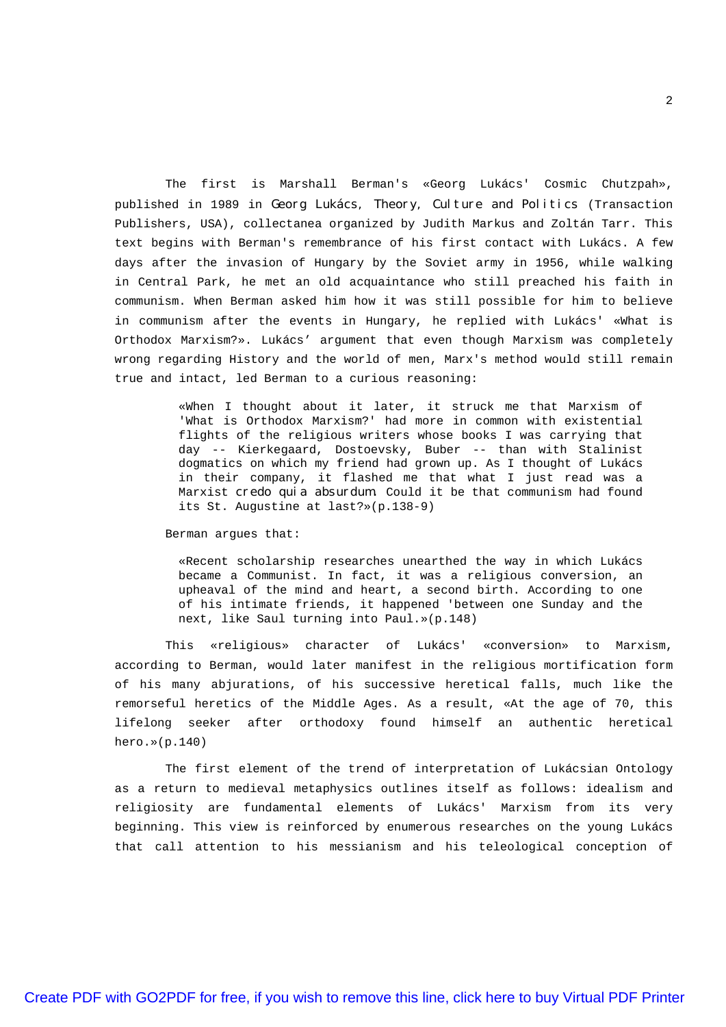The first is Marshall Berman's «Georg Lukács' Cosmic Chutzpah», published in 1989 in *Georg Lukács, Theory, Culture and Politics* (Transaction Publishers, USA), collectanea organized by Judith Markus and Zoltán Tarr. This text begins with Berman's remembrance of his first contact with Lukács. A few days after the invasion of Hungary by the Soviet army in 1956, while walking in Central Park, he met an old acquaintance who still preached his faith in communism. When Berman asked him how it was still possible for him to believe in communism after the events in Hungary, he replied with Lukács' «What is Orthodox Marxism?». Lukács' argument that even though Marxism was completely wrong regarding History and the world of men, Marx's method would still remain true and intact, led Berman to a curious reasoning:

> «When I thought about it later, it struck me that Marxism of 'What is Orthodox Marxism?' had more in common with existential flights of the religious writers whose books I was carrying that day -- Kierkegaard, Dostoevsky, Buber -- than with Stalinist dogmatics on which my friend had grown up. As I thought of Lukács in their company, it flashed me that what I just read was a Marxist *credo quia absurdum*. Could it be that communism had found its St. Augustine at last?»(p.138-9)

Berman argues that:

> «Recent scholarship researches unearthed the way in which Lukács became a Communist. In fact, it was a religious conversion, an upheaval of the mind and heart, a second birth. According to one of his intimate friends, it happened 'between one Sunday and the next, like Saul turning into Paul.»(p.148)

This «religious» character of Lukács' «conversion» to Marxism, according to Berman, would later manifest in the religious mortification form of his many abjurations, of his successive heretical falls, much like the remorseful heretics of the Middle Ages. As a result, «At the age of 70, this lifelong seeker after orthodoxy found himself an authentic heretical hero.»(p.140)

The first element of the trend of interpretation of Lukácsian Ontology as a return to medieval metaphysics outlines itself as follows: idealism and religiosity are fundamental elements of Lukács' Marxism from its very beginning. This view is reinforced by enumerous researches on the young Lukács that call attention to his messianism and his teleological conception of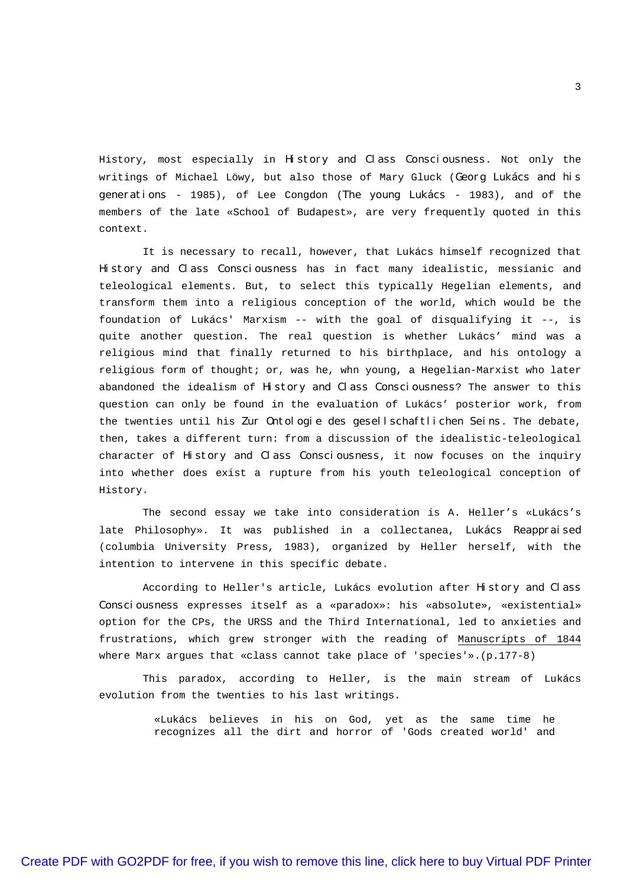History, most especially in *History and Class Consciousness*. Not only the writings of Michael Löwy, but also those of Mary Gluck (*Georg Lukács and his generations* - 1985), of Lee Congdon (*The young Lukács* - 1983), and of the members of the late «School of Budapest», are very frequently quoted in this context.

It is necessary to recall, however, that Lukács himself recognized that *History and Class Consciousness* has in fact many idealistic, messianic and teleological elements. But, to select this typically Hegelian elements, and transform them into a religious conception of the world, which would be the foundation of Lukács' Marxism -- with the goal of disqualifying it --, is quite another question. The real question is whether Lukács' mind was a religious mind that finally returned to his birthplace, and his ontology a religious form of thought; or, was he, whn young, a Hegelian-Marxist who later abandoned the idealism of *History and Class Consciousness*? The answer to this question can only be found in the evaluation of Lukács' posterior work, from the twenties until his *Zur Ontologie des gesellschaftlichen Seins*. The debate, then, takes a different turn: from a discussion of the idealistic-teleological character of *History and Class Consciousness*, it now focuses on the inquiry into whether does exist a rupture from his youth teleological conception of History.

The second essay we take into consideration is A. Heller's «Lukács's late Philosophy». It was published in a collectanea, *Lukács Reappraised* (columbia University Press, 1983), organized by Heller herself, with the intention to intervene in this specific debate.

According to Heller's article, Lukács evolution after *History and Class Consciousness* expresses itself as a «paradox»: his «absolute», «existential» option for the CPs, the URSS and the Third International, led to anxieties and frustrations, which grew stronger with the reading of Manuscripts of 1844 where Marx argues that «class cannot take place of 'species'».(p.177-8)

This paradox, according to Heller, is the main stream of Lukács evolution from the twenties to his last writings.

> «Lukács believes in his on God, yet as the same time he recognizes all the dirt and horror of 'Gods created world' and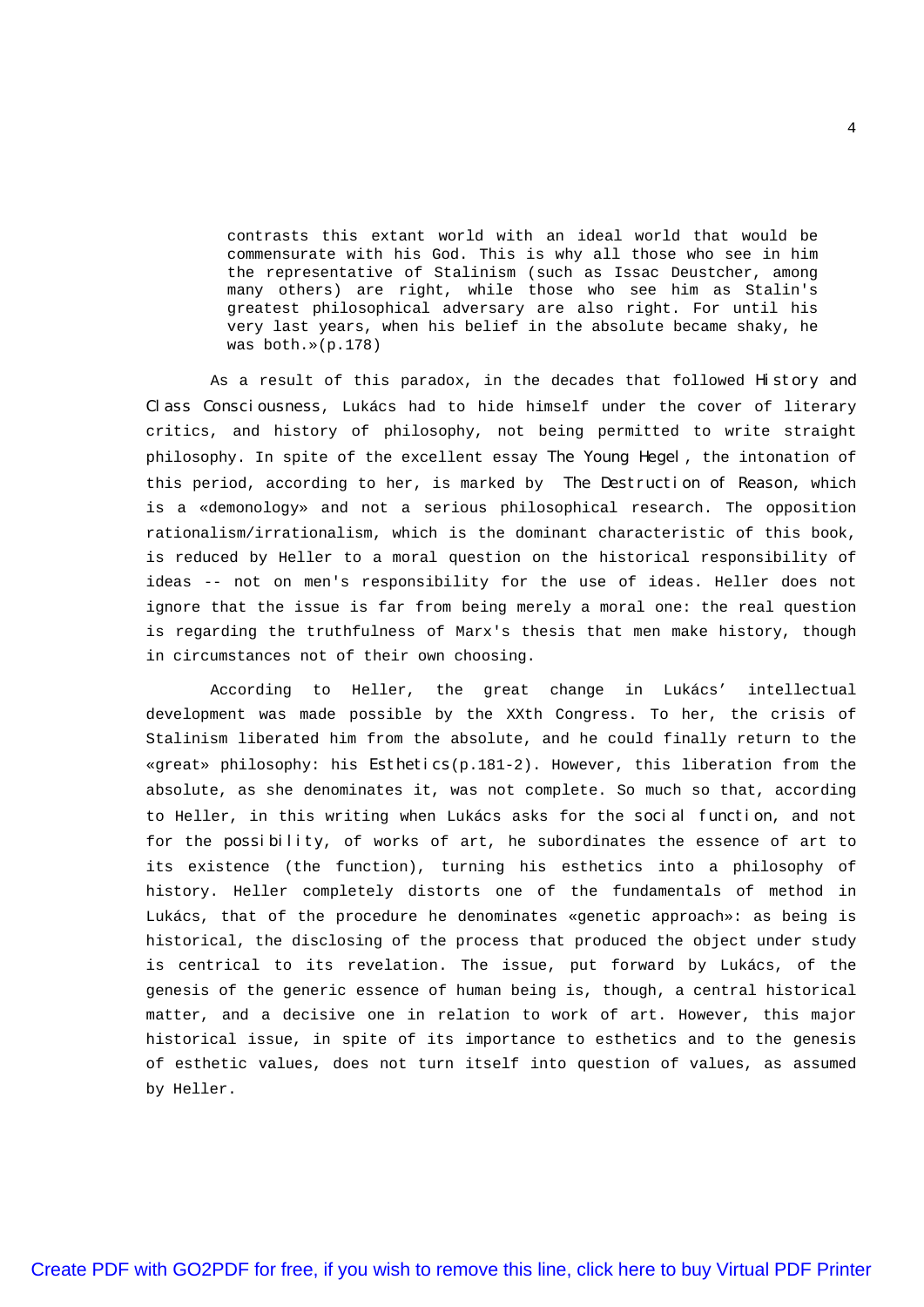> contrasts this extant world with an ideal world that would be commensurate with his God. This is why all those who see in him the representative of Stalinism (such as Issac Deustcher, among many others) are right, while those who see him as Stalin's greatest philosophical adversary are also right. For until his very last years, when his belief in the absolute became shaky, he was both.»(p.178)

As a result of this paradox, in the decades that followed *History and Class Consciousness*, Lukács had to hide himself under the cover of literary critics, and history of philosophy, not being permitted to write straight philosophy. In spite of the excellent essay *The Young Hegel*, the intonation of this period, according to her, is marked by *The Destruction of Reason*, which is a «demonology» and not a serious philosophical research. The opposition rationalism/irrationalism, which is the dominant characteristic of this book, is reduced by Heller to a moral question on the historical responsibility of ideas -- not on men's responsibility for the use of ideas. Heller does not ignore that the issue is far from being merely a moral one: the real question is regarding the truthfulness of Marx's thesis that men make history, though in circumstances not of their own choosing.

According to Heller, the great change in Lukács' intellectual development was made possible by the XXth Congress. To her, the crisis of Stalinism liberated him from the absolute, and he could finally return to the «great» philosophy: his *Esthetics*(p.181-2). However, this liberation from the absolute, as she denominates it, was not complete. So much so that, according to Heller, in this writing when Lukács asks for the *social function*, and not for the *possibility*, of works of art, he subordinates the essence of art to its existence (the function), turning his esthetics into a philosophy of history. Heller completely distorts one of the fundamentals of method in Lukács, that of the procedure he denominates «genetic approach»: as being is historical, the disclosing of the process that produced the object under study is centrical to its revelation. The issue, put forward by Lukács, of the genesis of the generic essence of human being is, though, a central historical matter, and a decisive one in relation to work of art. However, this major historical issue, in spite of its importance to esthetics and to the genesis of esthetic values, does not turn itself into question of values, as assumed by Heller.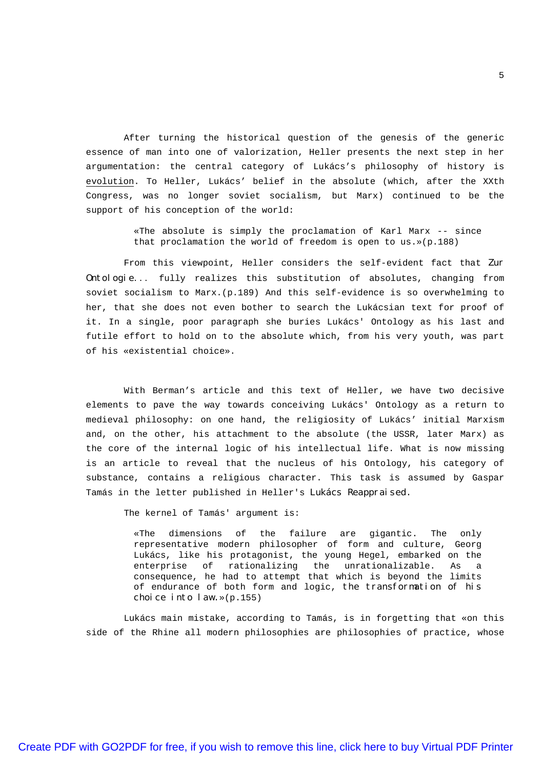After turning the historical question of the genesis of the generic essence of man into one of valorization, Heller presents the next step in her argumentation: the central category of Lukács's philosophy of history is evolution. To Heller, Lukács' belief in the absolute (which, after the XXth Congress, was no longer soviet socialism, but Marx) continued to be the support of his conception of the world:

> «The absolute is simply the proclamation of Karl Marx -- since that proclamation the world of freedom is open to us.»(p.188)

From this viewpoint, Heller considers the self-evident fact that *Zur Ontologie...* fully realizes this substitution of absolutes, changing from soviet socialism to Marx.(p.189) And this self-evidence is so overwhelming to her, that she does not even bother to search the Lukácsian text for proof of it. In a single, poor paragraph she buries Lukács' Ontology as his last and futile effort to hold on to the absolute which, from his very youth, was part of his «existential choice».

With Berman's article and this text of Heller, we have two decisive elements to pave the way towards conceiving Lukács' Ontology as a return to medieval philosophy: on one hand, the religiosity of Lukács' initial Marxism and, on the other, his attachment to the absolute (the USSR, later Marx) as the core of the internal logic of his intellectual life. What is now missing is an article to reveal that the nucleus of his Ontology, his category of substance, contains a religious character. This task is assumed by Gaspar Tamás in the letter published in Heller's *Lukács Reappraised*.

The kernel of Tamás' argument is:

> «The dimensions of the failure are gigantic. The only representative modern philosopher of form and culture, Georg Lukács, like his protagonist, the young Hegel, embarked on the enterprise of rationalizing the unrationalizable. As a consequence, he had to attempt that which is beyond the limits of endurance of both form and logic, the transformation of his choice into law.»(p.155)

Lukács main mistake, according to Tamás, is in forgetting that «on this side of the Rhine all modern philosophies are philosophies of practice, whose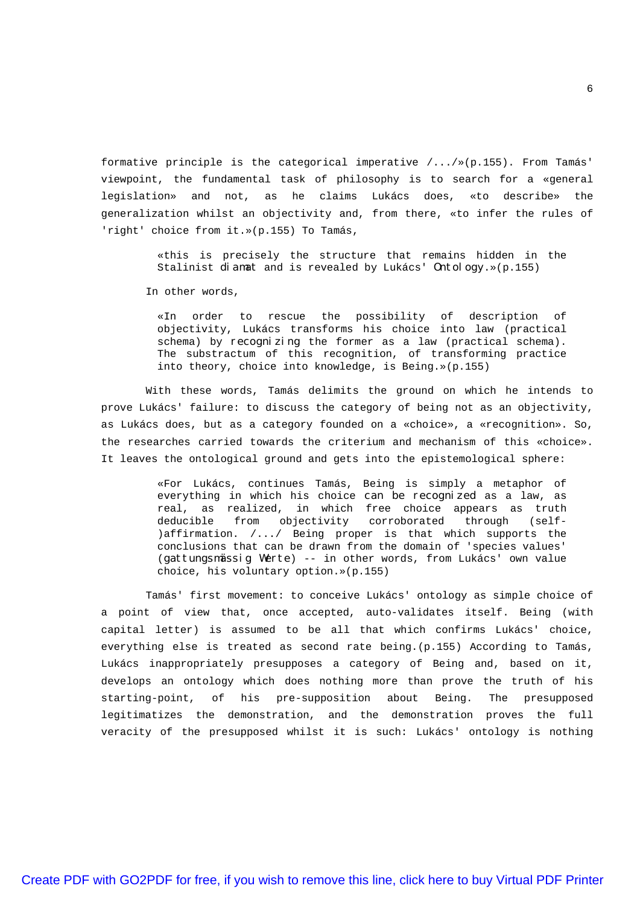formative principle is the categorical imperative /.../»(p.155). From Tamás' viewpoint, the fundamental task of philosophy is to search for a «general legislation» and not, as he claims Lukács does, «to describe» the generalization whilst an objectivity and, from there, «to infer the rules of 'right' choice from it.»(p.155) To Tamás,

> «this is precisely the structure that remains hidden in the Stalinist *diamat* and is revealed by Lukács' *Ontology*.»(p.155)

In other words,

> «In order to rescue the possibility of description of objectivity, Lukács transforms his choice into law (practical schema) by *recognizing* the former as a law (practical schema). The substractum of this recognition, of transforming practice into theory, choice into knowledge, is Being.»(p.155)

With these words, Tamás delimits the ground on which he intends to prove Lukács' failure: to discuss the category of being not as an objectivity, as Lukács does, but as a category founded on a «choice», a «recognition». So, the researches carried towards the criterium and mechanism of this «choice». It leaves the ontological ground and gets into the epistemological sphere:

> «For Lukács, continues Tamás, Being is simply a metaphor of everything in which his choice *can be recognized* as a law, as real, as realized, in which free choice appears as truth deducible from objectivity corroborated through (self-)affirmation. /.../ Being proper is that which supports the conclusions that can be drawn from the domain of 'species values' (*gattungsmässig Werte*) -- in other words, from Lukács' own value choice, his voluntary option.»(p.155)

Tamás' first movement: to conceive Lukács' ontology as simple choice of a point of view that, once accepted, auto-validates itself. Being (with capital letter) is assumed to be all that which confirms Lukács' choice, everything else is treated as second rate being.(p.155) According to Tamás, Lukács inappropriately presupposes a category of Being and, based on it, develops an ontology which does nothing more than prove the truth of his starting-point, of his pre-supposition about Being. The presupposed legitimatizes the demonstration, and the demonstration proves the full veracity of the presupposed whilst it is such: Lukács' ontology is nothing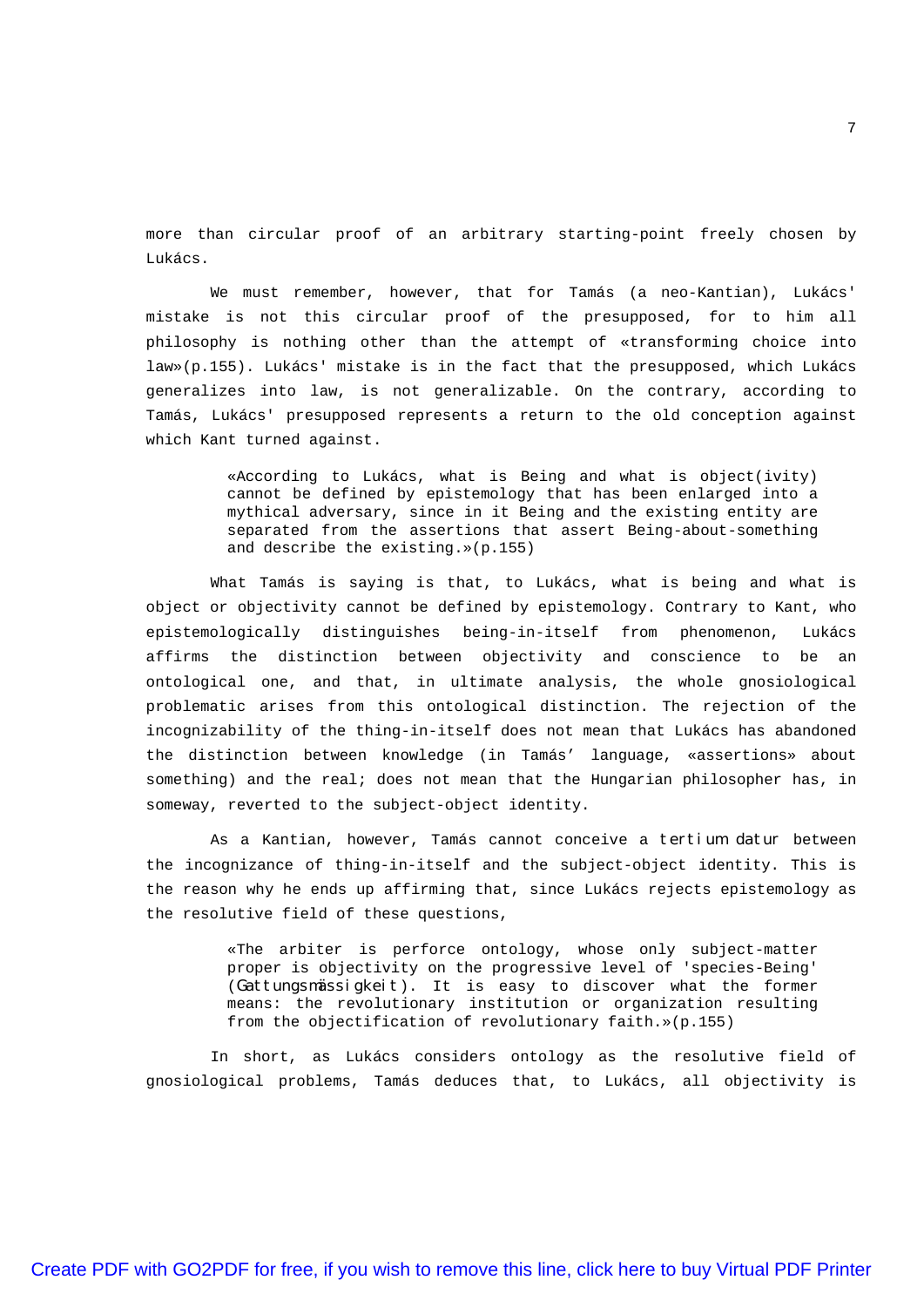more than circular proof of an arbitrary starting-point freely chosen by Lukács.

We must remember, however, that for Tamás (a neo-Kantian), Lukács' mistake is not this circular proof of the presupposed, for to him all philosophy is nothing other than the attempt of «transforming choice into law»(p.155). Lukács' mistake is in the fact that the presupposed, which Lukács generalizes into law, is not generalizable. On the contrary, according to Tamás, Lukács' presupposed represents a return to the old conception against which Kant turned against.

> «According to Lukács, what is Being and what is object(ivity) cannot be defined by epistemology that has been enlarged into a mythical adversary, since in it Being and the existing entity are separated from the assertions that assert Being-about-something and describe the existing.»(p.155)

What Tamás is saying is that, to Lukács, what is being and what is object or objectivity cannot be defined by epistemology. Contrary to Kant, who epistemologically distinguishes being-in-itself from phenomenon, Lukács affirms the distinction between objectivity and conscience to be an ontological one, and that, in ultimate analysis, the whole gnosiological problematic arises from this ontological distinction. The rejection of the incognizability of the thing-in-itself does not mean that Lukács has abandoned the distinction between knowledge (in Tamás' language, «assertions» about something) and the real; does not mean that the Hungarian philosopher has, in someway, reverted to the subject-object identity.

As a Kantian, however, Tamás cannot conceive a *tertium datur* between the incognizance of thing-in-itself and the subject-object identity. This is the reason why he ends up affirming that, since Lukács rejects epistemology as the resolutive field of these questions,

> «The arbiter is perforce ontology, whose only subject-matter proper is objectivity on the progressive level of 'species-Being' (*Gattungsmässigkeit*). It is easy to discover what the former means: the revolutionary institution or organization resulting from the objectification of revolutionary faith.»(p.155)

In short, as Lukács considers ontology as the resolutive field of gnosiological problems, Tamás deduces that, to Lukács, all objectivity is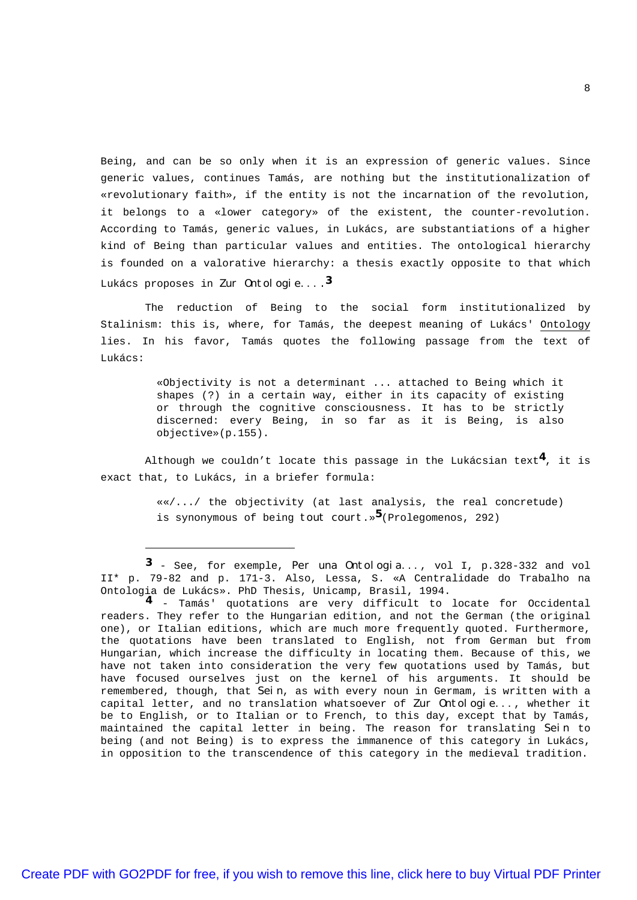Being, and can be so only when it is an expression of generic values. Since generic values, continues Tamás, are nothing but the institutionalization of «revolutionary faith», if the entity is not the incarnation of the revolution, it belongs to a «lower category» of the existent, the counter-revolution. According to Tamás, generic values, in Lukács, are substantiations of a higher kind of Being than particular values and entities. The ontological hierarchy is founded on a valorative hierarchy: a thesis exactly opposite to that which Lukács proposes in *Zur Ontologie...*.[3]

The reduction of Being to the social form institutionalized by Stalinism: this is, where, for Tamás, the deepest meaning of Lukács' Ontology lies. In his favor, Tamás quotes the following passage from the text of Lukács:

> «Objectivity is not a determinant ... attached to Being which it shapes (?) in a certain way, either in its capacity of existing or through the cognitive consciousness. It has to be strictly discerned: every Being, in so far as it is Being, is also objective»(p.155).

Although we couldn't locate this passage in the Lukácsian text[4], it is exact that, to Lukács, in a briefer formula:

> ««/.../ the objectivity (at last analysis, the real concretude) is synonymous of being *tout court*.»[5](Prolegomenos, 292)

---

[3] - See, for exemple, *Per una Ontologia...*, vol I, p.328-332 and vol II* p. 79-82 and p. 171-3. Also, Lessa, S. «A Centralidade do Trabalho na Ontologia de Lukács». PhD Thesis, Unicamp, Brasil, 1994.

[4] - Tamás' quotations are very difficult to locate for Occidental readers. They refer to the Hungarian edition, and not the German (the original one), or Italian editions, which are much more frequently quoted. Furthermore, the quotations have been translated to English, not from German but from Hungarian, which increase the difficulty in locating them. Because of this, we have not taken into consideration the very few quotations used by Tamás, but have focused ourselves just on the kernel of his arguments. It should be remembered, though, that *Sein*, as with every noun in Germam, is written with a capital letter, and no translation whatsoever of *Zur Ontologie...*, whether it be to English, or to Italian or to French, to this day, except that by Tamás, maintained the capital letter in being. The reason for translating *Sein* to being (and not Being) is to express the immanence of this category in Lukács, in opposition to the transcendence of this category in the medieval tradition.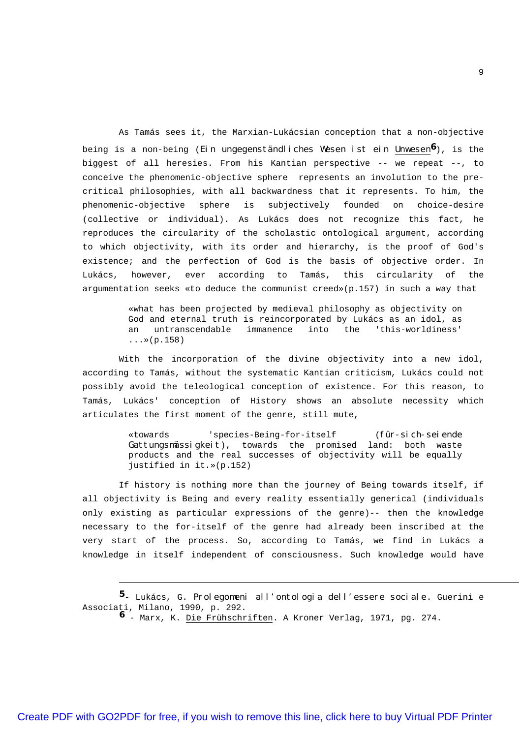As Tamás sees it, the Marxian-Lukácsian conception that a non-objective being is a non-being (Ein ungegenständliches Wesen ist ein Unwesen[6]), is the biggest of all heresies. From his Kantian perspective -- we repeat --, to conceive the phenomenic-objective sphere represents an involution to the pre-critical philosophies, with all backwardness that it represents. To him, the phenomenic-objective sphere is subjectively founded on choice-desire (collective or individual). As Lukács does not recognize this fact, he reproduces the circularity of the scholastic ontological argument, according to which objectivity, with its order and hierarchy, is the proof of God's existence; and the perfection of God is the basis of objective order. In Lukács, however, ever according to Tamás, this circularity of the argumentation seeks «to deduce the communist creed»(p.157) in such a way that

> «what has been projected by medieval philosophy as objectivity on God and eternal truth is reincorporated by Lukács as an idol, as an untranscendable immanence into the 'this-worldiness' ...»(p.158)

With the incorporation of the divine objectivity into a new idol, according to Tamás, without the systematic Kantian criticism, Lukács could not possibly avoid the teleological conception of existence. For this reason, to Tamás, Lukács' conception of History shows an absolute necessity which articulates the first moment of the genre, still mute,

> «towards 'species-Being-for-itself (für-sich-seiende Gattungsmässigkeit), towards the promised land: both waste products and the real successes of objectivity will be equally justified in it.»(p.152)

If history is nothing more than the journey of Being towards itself, if all objectivity is Being and every reality essentially generical (individuals only existing as particular expressions of the genre)-- then the knowledge necessary to the for-itself of the genre had already been inscribed at the very start of the process. So, according to Tamás, we find in Lukács a knowledge in itself independent of consciousness. Such knowledge would have

---

[5]- Lukács, G. *Prolegomeni all'ontologia dell'essere sociale*. Guerini e Associati, Milano, 1990, p. 292.

[6] - Marx, K. Die Frühschriften. A Kroner Verlag, 1971, pg. 274.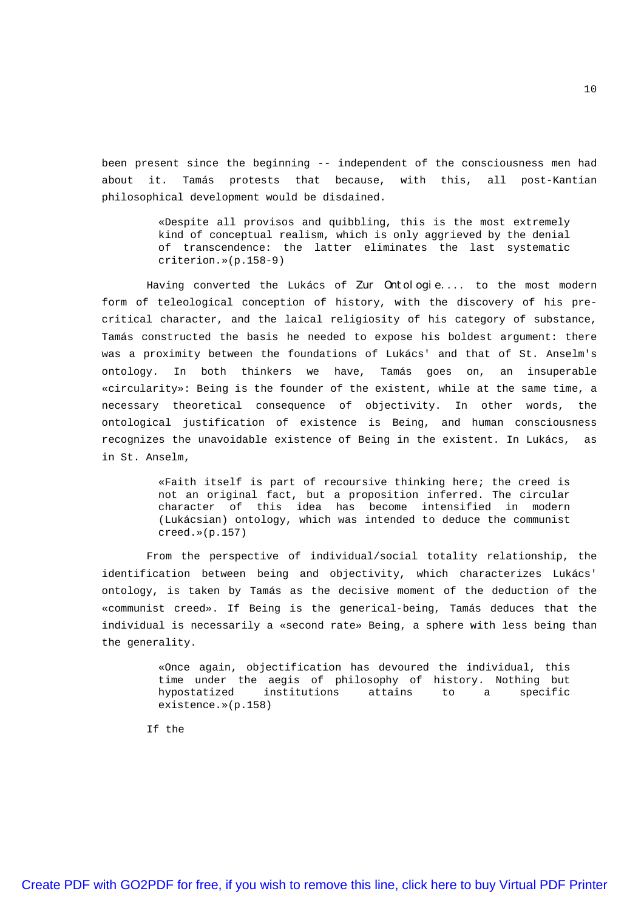been present since the beginning -- independent of the consciousness men had about it. Tamás protests that because, with this, all post-Kantian philosophical development would be disdained.

> «Despite all provisos and quibbling, this is the most extremely kind of conceptual realism, which is only aggrieved by the denial of transcendence: the latter eliminates the last systematic criterion.»(p.158-9)

Having converted the Lukács of *Zur Ontologie*.... to the most modern form of teleological conception of history, with the discovery of his pre-critical character, and the laical religiosity of his category of substance, Tamás constructed the basis he needed to expose his boldest argument: there was a proximity between the foundations of Lukács' and that of St. Anselm's ontology. In both thinkers we have, Tamás goes on, an insuperable «circularity»: Being is the founder of the existent, while at the same time, a necessary theoretical consequence of objectivity. In other words, the ontological justification of existence is Being, and human consciousness recognizes the unavoidable existence of Being in the existent. In Lukács, as in St. Anselm,

> «Faith itself is part of recoursive thinking here; the creed is not an original fact, but a proposition inferred. The circular character of this idea has become intensified in modern (Lukácsian) ontology, which was intended to deduce the communist creed.»(p.157)

From the perspective of individual/social totality relationship, the identification between being and objectivity, which characterizes Lukács' ontology, is taken by Tamás as the decisive moment of the deduction of the «communist creed». If Being is the generical-being, Tamás deduces that the individual is necessarily a «second rate» Being, a sphere with less being than the generality.

> «Once again, objectification has devoured the individual, this time under the aegis of philosophy of history. Nothing but hypostatized institutions attains to a specific existence.»(p.158)

If the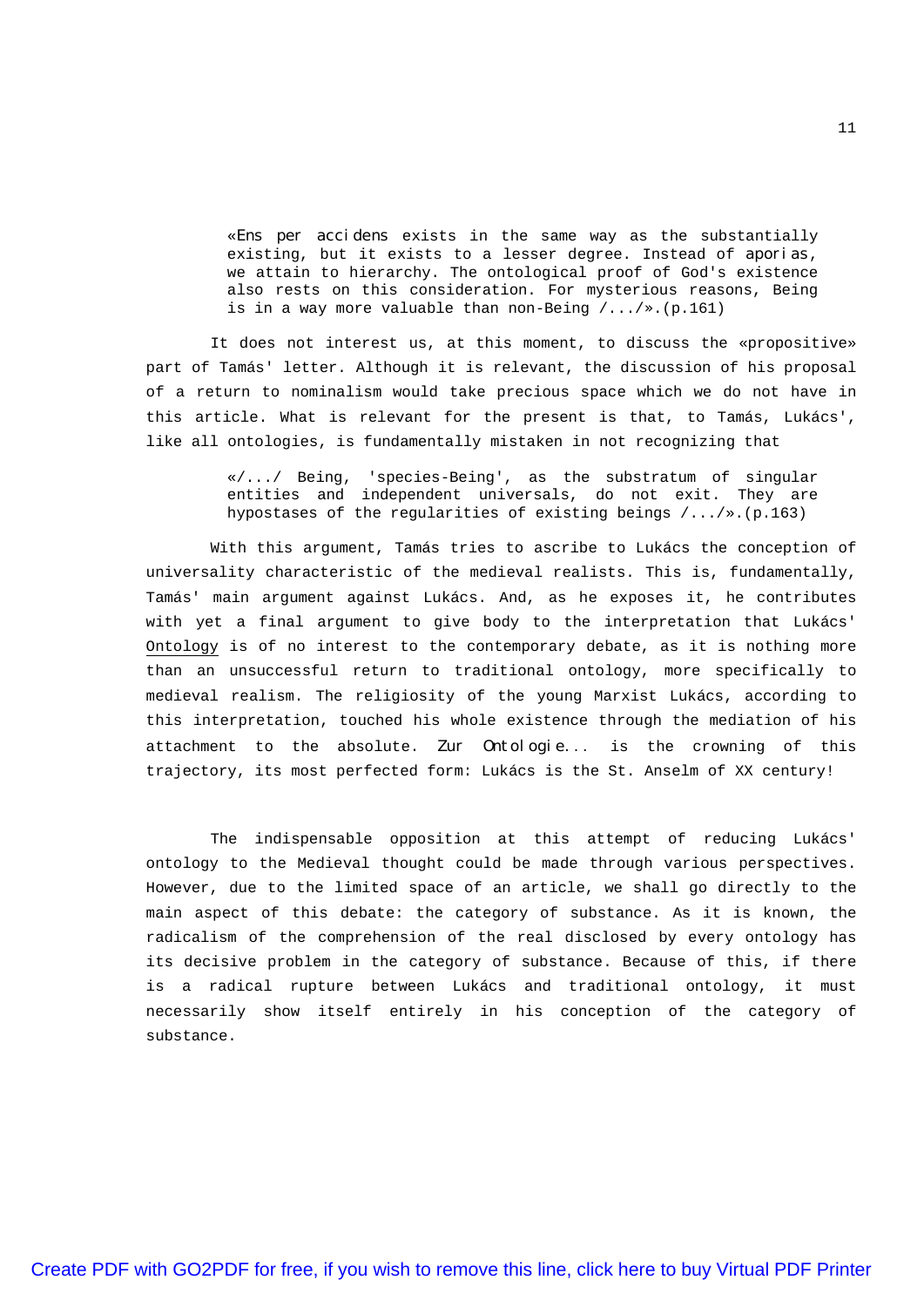> «*Ens per accidens* exists in the same way as the substantially existing, but it exists to a lesser degree. Instead of *aporias*, we attain to hierarchy. The ontological proof of God's existence also rests on this consideration. For mysterious reasons, Being is in a way more valuable than non-Being /.../».(p.161)

It does not interest us, at this moment, to discuss the «propositive» part of Tamás' letter. Although it is relevant, the discussion of his proposal of a return to nominalism would take precious space which we do not have in this article. What is relevant for the present is that, to Tamás, Lukács', like all ontologies, is fundamentally mistaken in not recognizing that

> «/.../ Being, 'species-Being', as the substratum of singular entities and independent universals, do not exit. They are hypostases of the regularities of existing beings /.../».(p.163)

With this argument, Tamás tries to ascribe to Lukács the conception of universality characteristic of the medieval realists. This is, fundamentally, Tamás' main argument against Lukács. And, as he exposes it, he contributes with yet a final argument to give body to the interpretation that Lukács' <u>Ontology</u> is of no interest to the contemporary debate, as it is nothing more than an unsuccessful return to traditional ontology, more specifically to medieval realism. The religiosity of the young Marxist Lukács, according to this interpretation, touched his whole existence through the mediation of his attachment to the absolute. *Zur Ontologie...* is the crowning of this trajectory, its most perfected form: Lukács is the St. Anselm of XX century!

The indispensable opposition at this attempt of reducing Lukács' ontology to the Medieval thought could be made through various perspectives. However, due to the limited space of an article, we shall go directly to the main aspect of this debate: the category of substance. As it is known, the radicalism of the comprehension of the real disclosed by every ontology has its decisive problem in the category of substance. Because of this, if there is a radical rupture between Lukács and traditional ontology, it must necessarily show itself entirely in his conception of the category of substance.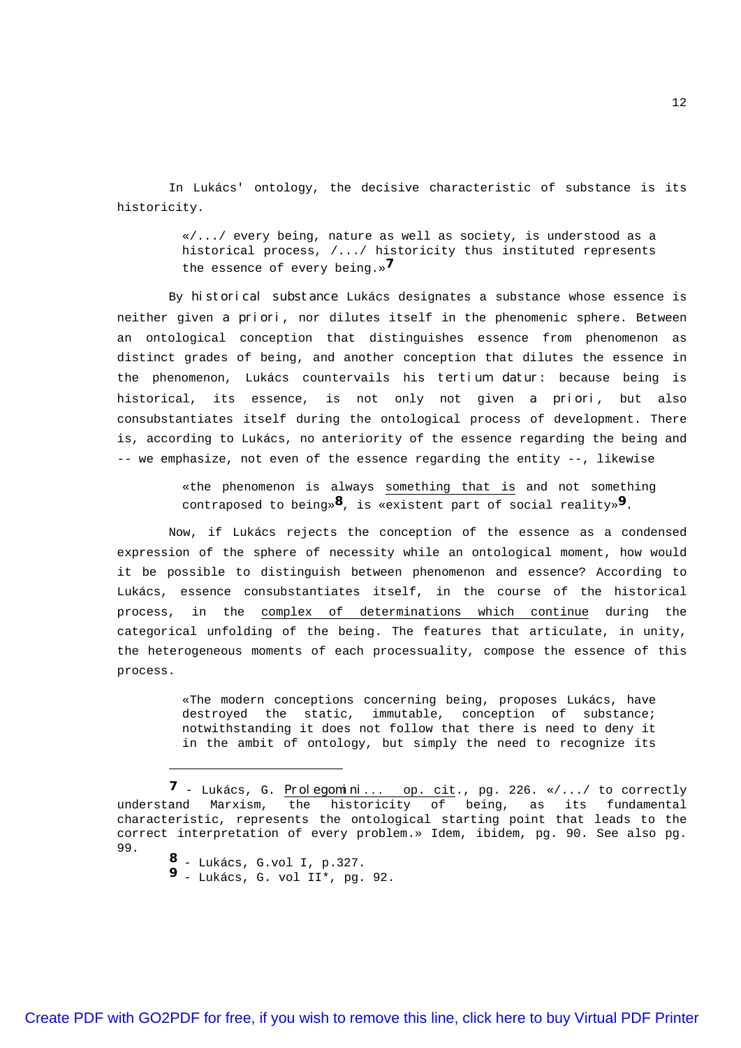In Lukács' ontology, the decisive characteristic of substance is its historicity.

> «/.../ every being, nature as well as society, is understood as a historical process, /.../ historicity thus instituted represents the essence of every being.»[7]

By *historical substance* Lukács designates a substance whose essence is neither given a *priori*, nor dilutes itself in the phenomenic sphere. Between an ontological conception that distinguishes essence from phenomenon as distinct grades of being, and another conception that dilutes the essence in the phenomenon, Lukács countervails his *tertium datur*: because being is historical, its essence, is not only not given a *priori*, but also consubstantiates itself during the ontological process of development. There is, according to Lukács, no anteriority of the essence regarding the being and -- we emphasize, not even of the essence regarding the entity --, likewise

> «the phenomenon is always <u>something that is</u> and not something contraposed to being»[8], is «existent part of social reality»[9].

Now, if Lukács rejects the conception of the essence as a condensed expression of the sphere of necessity while an ontological moment, how would it be possible to distinguish between phenomenon and essence? According to Lukács, essence consubstantiates itself, in the course of the historical process, in the <u>complex of determinations which continue</u> during the categorical unfolding of the being. The features that articulate, in unity, the heterogeneous moments of each processuality, compose the essence of this process.

> «The modern conceptions concerning being, proposes Lukács, have destroyed the static, immutable, conception of substance; notwithstanding it does not follow that there is need to deny it in the ambit of ontology, but simply the need to recognize its

---

[7] - Lukács, G. <u>*Prolegomini...* op. cit</u>., pg. 226. «/.../ to correctly understand Marxism, the historicity of being, as its fundamental characteristic, represents the ontological starting point that leads to the correct interpretation of every problem.» Idem, ibidem, pg. 90. See also pg. 99.

[8] - Lukács, G.vol I, p.327.

[9] - Lukács, G. vol II*, pg. 92.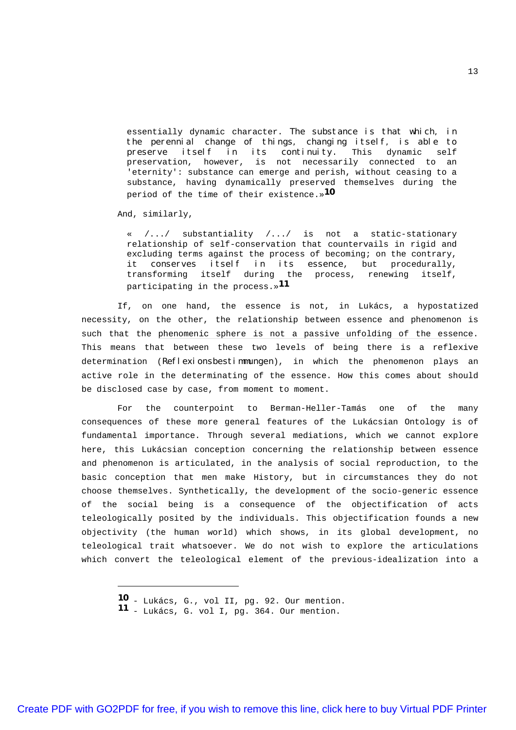> essentially dynamic character. The substance is that which, in the perennial change of things, changing itself, is able to preserve itself in its continuity. This dynamic self preservation, however, is not necessarily connected to an 'eternity': substance can emerge and perish, without ceasing to a substance, having dynamically preserved themselves during the period of the time of their existence.»[10]

And, similarly,

> « /.../ substantiality /.../ is not a static-stationary relationship of self-conservation that countervails in rigid and excluding terms against the process of becoming; on the contrary, it conserves itself in its essence, but procedurally, transforming itself during the process, renewing itself, participating in the process.»[11]

If, on one hand, the essence is not, in Lukács, a hypostatized necessity, on the other, the relationship between essence and phenomenon is such that the phenomenic sphere is not a passive unfolding of the essence. This means that between these two levels of being there is a reflexive determination (*Reflexionsbestimmungen*), in which the phenomenon plays an active role in the determinating of the essence. How this comes about should be disclosed case by case, from moment to moment.

For the counterpoint to Berman-Heller-Tamás one of the many consequences of these more general features of the Lukácsian Ontology is of fundamental importance. Through several mediations, which we cannot explore here, this Lukácsian conception concerning the relationship between essence and phenomenon is articulated, in the analysis of social reproduction, to the basic conception that men make History, but in circumstances they do not choose themselves. Synthetically, the development of the socio-generic essence of the social being is a consequence of the objectification of acts teleologically posited by the individuals. This objectification founds a new objectivity (the human world) which shows, in its global development, no teleological trait whatsoever. We do not wish to explore the articulations which convert the teleological element of the previous-idealization into a

---

[10] - Lukács, G., vol II, pg. 92. Our mention.
[11] - Lukács, G. vol I, pg. 364. Our mention.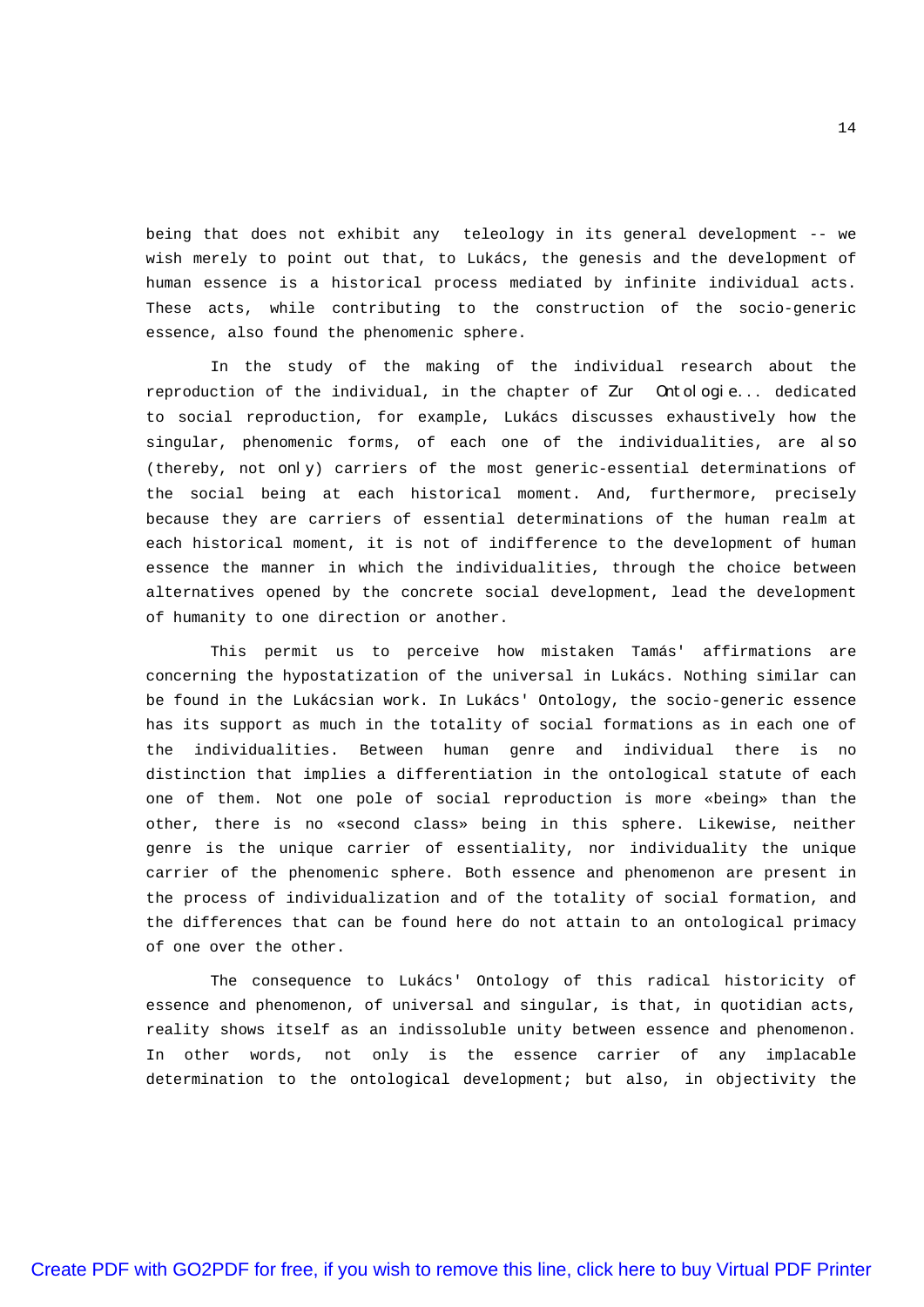being that does not exhibit any teleology in its general development -- we wish merely to point out that, to Lukács, the genesis and the development of human essence is a historical process mediated by infinite individual acts. These acts, while contributing to the construction of the socio-generic essence, also found the phenomenic sphere.

In the study of the making of the individual research about the reproduction of the individual, in the chapter of *Zur Ontologie...* dedicated to social reproduction, for example, Lukács discusses exhaustively how the singular, phenomenic forms, of each one of the individualities, are *also* (thereby, not *only*) carriers of the most generic-essential determinations of the social being at each historical moment. And, furthermore, precisely because they are carriers of essential determinations of the human realm at each historical moment, it is not of indifference to the development of human essence the manner in which the individualities, through the choice between alternatives opened by the concrete social development, lead the development of humanity to one direction or another.

This permit us to perceive how mistaken Tamás' affirmations are concerning the hypostatization of the universal in Lukács. Nothing similar can be found in the Lukácsian work. In Lukács' Ontology, the socio-generic essence has its support as much in the totality of social formations as in each one of the individualities. Between human genre and individual there is no distinction that implies a differentiation in the ontological statute of each one of them. Not one pole of social reproduction is more «being» than the other, there is no «second class» being in this sphere. Likewise, neither genre is the unique carrier of essentiality, nor individuality the unique carrier of the phenomenic sphere. Both essence and phenomenon are present in the process of individualization and of the totality of social formation, and the differences that can be found here do not attain to an ontological primacy of one over the other.

The consequence to Lukács' Ontology of this radical historicity of essence and phenomenon, of universal and singular, is that, in quotidian acts, reality shows itself as an indissoluble unity between essence and phenomenon. In other words, not only is the essence carrier of any implacable determination to the ontological development; but also, in objectivity the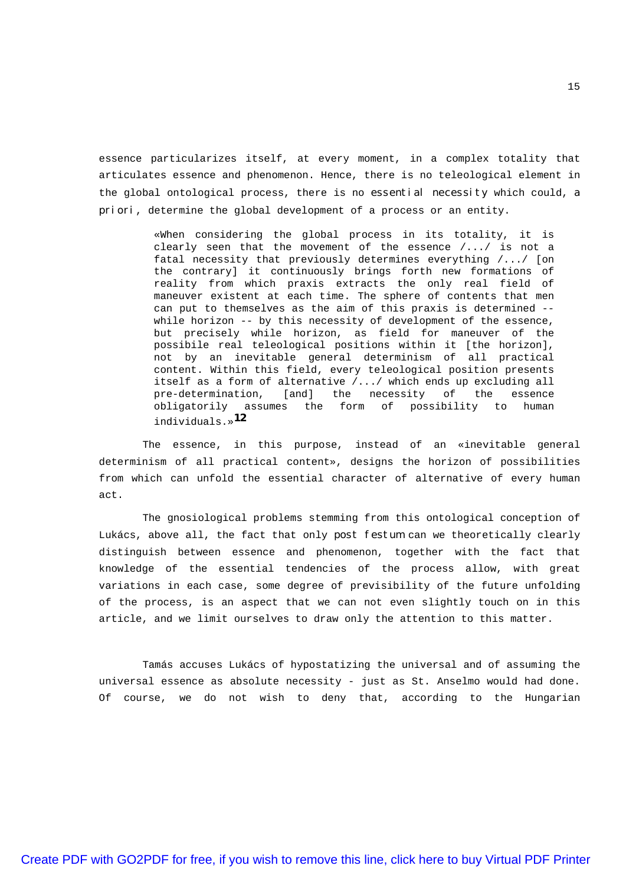essence particularizes itself, at every moment, in a complex totality that articulates essence and phenomenon. Hence, there is no teleological element in the global ontological process, there is no essential necessity which could, a priori, determine the global development of a process or an entity.

> «When considering the global process in its totality, it is clearly seen that the movement of the essence /.../ is not a fatal necessity that previously determines everything /.../ [on the contrary] it continuously brings forth new formations of reality from which praxis extracts the only real field of maneuver existent at each time. The sphere of contents that men can put to themselves as the aim of this praxis is determined -- while horizon -- by this necessity of development of the essence, but precisely while horizon, as field for maneuver of the possibile real teleological positions within it [the horizon], not by an inevitable general determinism of all practical content. Within this field, every teleological position presents itself as a form of alternative /.../ which ends up excluding all pre-determination, [and] the necessity of the essence obligatorily assumes the form of possibility to human individuals.»[12]

The essence, in this purpose, instead of an «inevitable general determinism of all practical content», designs the horizon of possibilities from which can unfold the essential character of alternative of every human act.

The gnosiological problems stemming from this ontological conception of Lukács, above all, the fact that only post festum can we theoretically clearly distinguish between essence and phenomenon, together with the fact that knowledge of the essential tendencies of the process allow, with great variations in each case, some degree of previsibility of the future unfolding of the process, is an aspect that we can not even slightly touch on in this article, and we limit ourselves to draw only the attention to this matter.

Tamás accuses Lukács of hypostatizing the universal and of assuming the universal essence as absolute necessity - just as St. Anselmo would had done. Of course, we do not wish to deny that, according to the Hungarian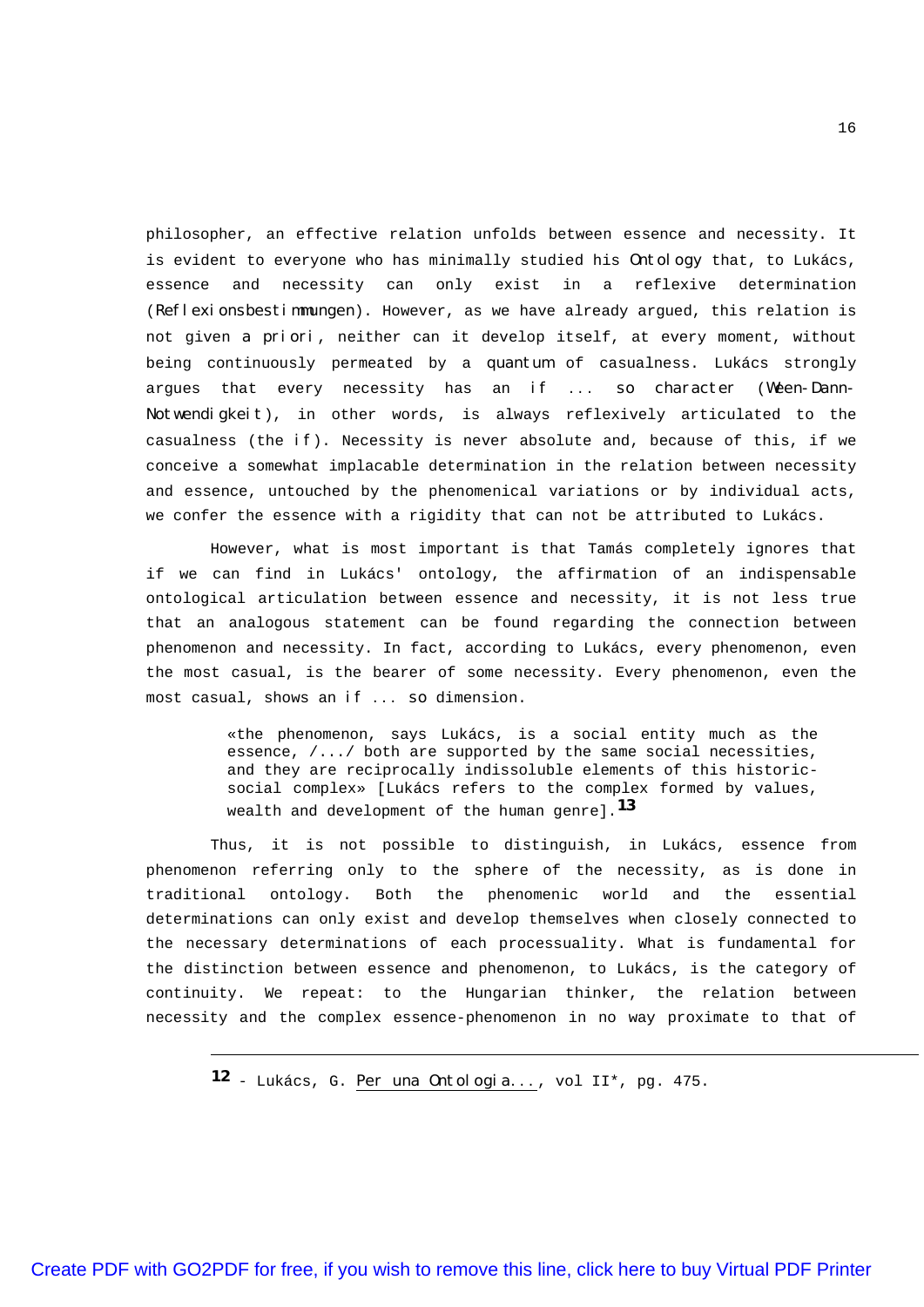philosopher, an effective relation unfolds between essence and necessity. It is evident to everyone who has minimally studied his *Ontology* that, to Lukács, essence and necessity can only exist in a reflexive determination (*Reflexionsbestimmungen*). However, as we have already argued, this relation is not given *a priori*, neither can it develop itself, at every moment, without being continuously permeated by a *quantum* of casualness. Lukács strongly argues that every necessity has an *if ... so character* (*Ween-Dann-Notwendigkeit*), in other words, is always reflexively articulated to the casualness (the *if*). Necessity is never absolute and, because of this, if we conceive a somewhat implacable determination in the relation between necessity and essence, untouched by the phenomenical variations or by individual acts, we confer the essence with a rigidity that can not be attributed to Lukács.

However, what is most important is that Tamás completely ignores that if we can find in Lukács' ontology, the affirmation of an indispensable ontological articulation between essence and necessity, it is not less true that an analogous statement can be found regarding the connection between phenomenon and necessity. In fact, according to Lukács, every phenomenon, even the most casual, is the bearer of some necessity. Every phenomenon, even the most casual, shows an *if ... so* dimension.

> «the phenomenon, says Lukács, is a social entity much as the essence, /.../ both are supported by the same social necessities, and they are reciprocally indissoluble elements of this historic-social complex» [Lukács refers to the complex formed by values, wealth and development of the human genre].[13]

Thus, it is not possible to distinguish, in Lukács, essence from phenomenon referring only to the sphere of the necessity, as is done in traditional ontology. Both the phenomenic world and the essential determinations can only exist and develop themselves when closely connected to the necessary determinations of each processuality. What is fundamental for the distinction between essence and phenomenon, to Lukács, is the category of continuity. We repeat: to the Hungarian thinker, the relation between necessity and the complex essence-phenomenon in no way proximate to that of

---

**12** - Lukács, G. Per una *Ontologia...*, vol II*, pg. 475.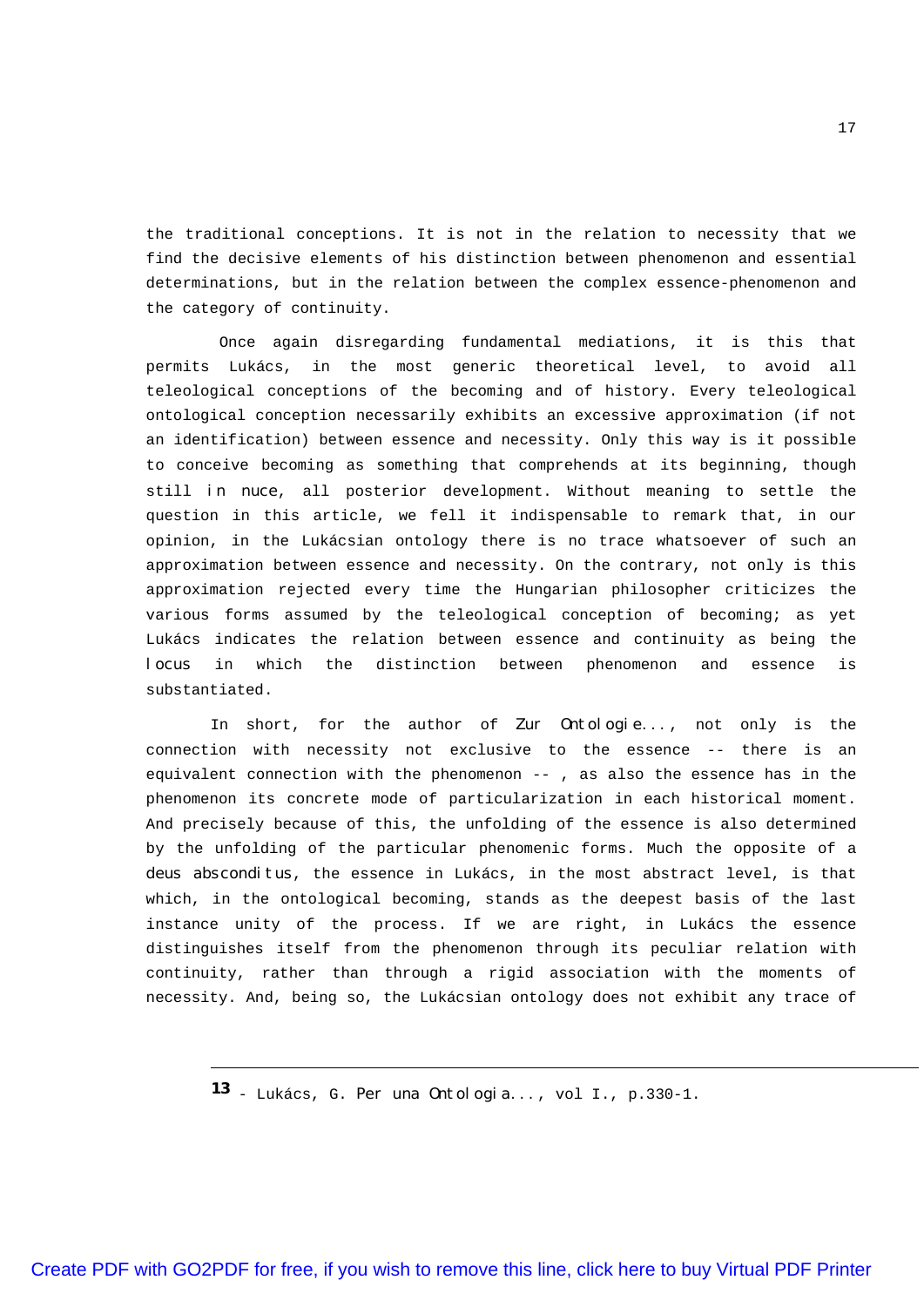the traditional conceptions. It is not in the relation to necessity that we find the decisive elements of his distinction between phenomenon and essential determinations, but in the relation between the complex essence-phenomenon and the category of continuity.

Once again disregarding fundamental mediations, it is this that permits Lukács, in the most generic theoretical level, to avoid all teleological conceptions of the becoming and of history. Every teleological ontological conception necessarily exhibits an excessive approximation (if not an identification) between essence and necessity. Only this way is it possible to conceive becoming as something that comprehends at its beginning, though still *in nuce*, all posterior development. Without meaning to settle the question in this article, we fell it indispensable to remark that, in our opinion, in the Lukácsian ontology there is no trace whatsoever of such an approximation between essence and necessity. On the contrary, not only is this approximation rejected every time the Hungarian philosopher criticizes the various forms assumed by the teleological conception of becoming; as yet Lukács indicates the relation between essence and continuity as being the *locus* in which the distinction between phenomenon and essence is substantiated.

In short, for the author of *Zur Ontologie...*, not only is the connection with necessity not exclusive to the essence -- there is an equivalent connection with the phenomenon -- , as also the essence has in the phenomenon its concrete mode of particularization in each historical moment. And precisely because of this, the unfolding of the essence is also determined by the unfolding of the particular phenomenic forms. Much the opposite of a *deus absconditus*, the essence in Lukács, in the most abstract level, is that which, in the ontological becoming, stands as the deepest basis of the last instance unity of the process. If we are right, in Lukács the essence distinguishes itself from the phenomenon through its peculiar relation with continuity, rather than through a rigid association with the moments of necessity. And, being so, the Lukácsian ontology does not exhibit any trace of

---

**13** - Lukács, G. *Per una Ontologia...*, vol I., p.330-1.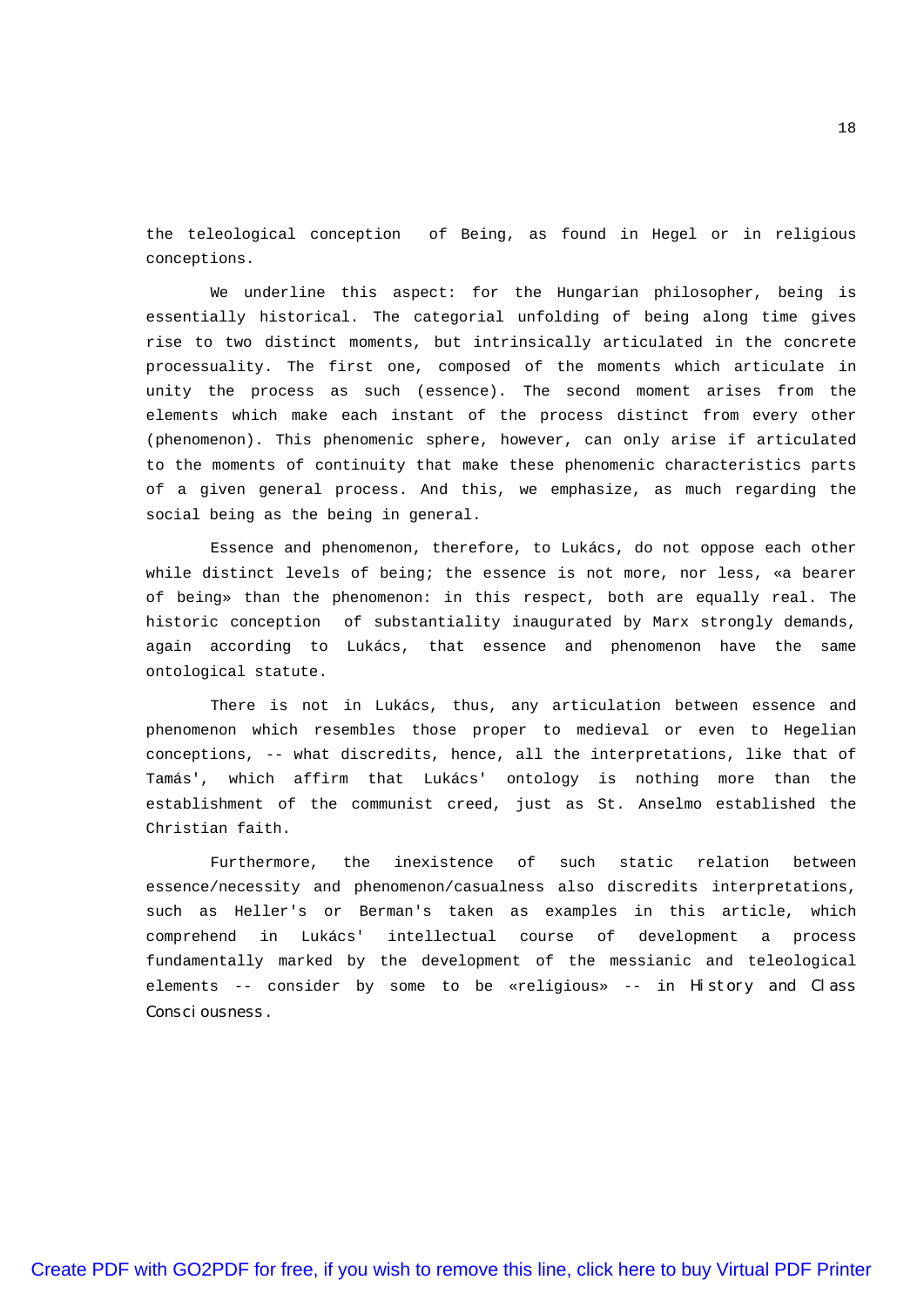the teleological conception of Being, as found in Hegel or in religious conceptions.

We underline this aspect: for the Hungarian philosopher, being is essentially historical. The categorial unfolding of being along time gives rise to two distinct moments, but intrinsically articulated in the concrete processuality. The first one, composed of the moments which articulate in unity the process as such (essence). The second moment arises from the elements which make each instant of the process distinct from every other (phenomenon). This phenomenic sphere, however, can only arise if articulated to the moments of continuity that make these phenomenic characteristics parts of a given general process. And this, we emphasize, as much regarding the social being as the being in general.

Essence and phenomenon, therefore, to Lukács, do not oppose each other while distinct levels of being; the essence is not more, nor less, «a bearer of being» than the phenomenon: in this respect, both are equally real. The historic conception of substantiality inaugurated by Marx strongly demands, again according to Lukács, that essence and phenomenon have the same ontological statute.

There is not in Lukács, thus, any articulation between essence and phenomenon which resembles those proper to medieval or even to Hegelian conceptions, -- what discredits, hence, all the interpretations, like that of Tamás', which affirm that Lukács' ontology is nothing more than the establishment of the communist creed, just as St. Anselmo established the Christian faith.

Furthermore, the inexistence of such static relation between essence/necessity and phenomenon/casualness also discredits interpretations, such as Heller's or Berman's taken as examples in this article, which comprehend in Lukács' intellectual course of development a process fundamentally marked by the development of the messianic and teleological elements -- consider by some to be «religious» -- in *History and Class Consciousness*.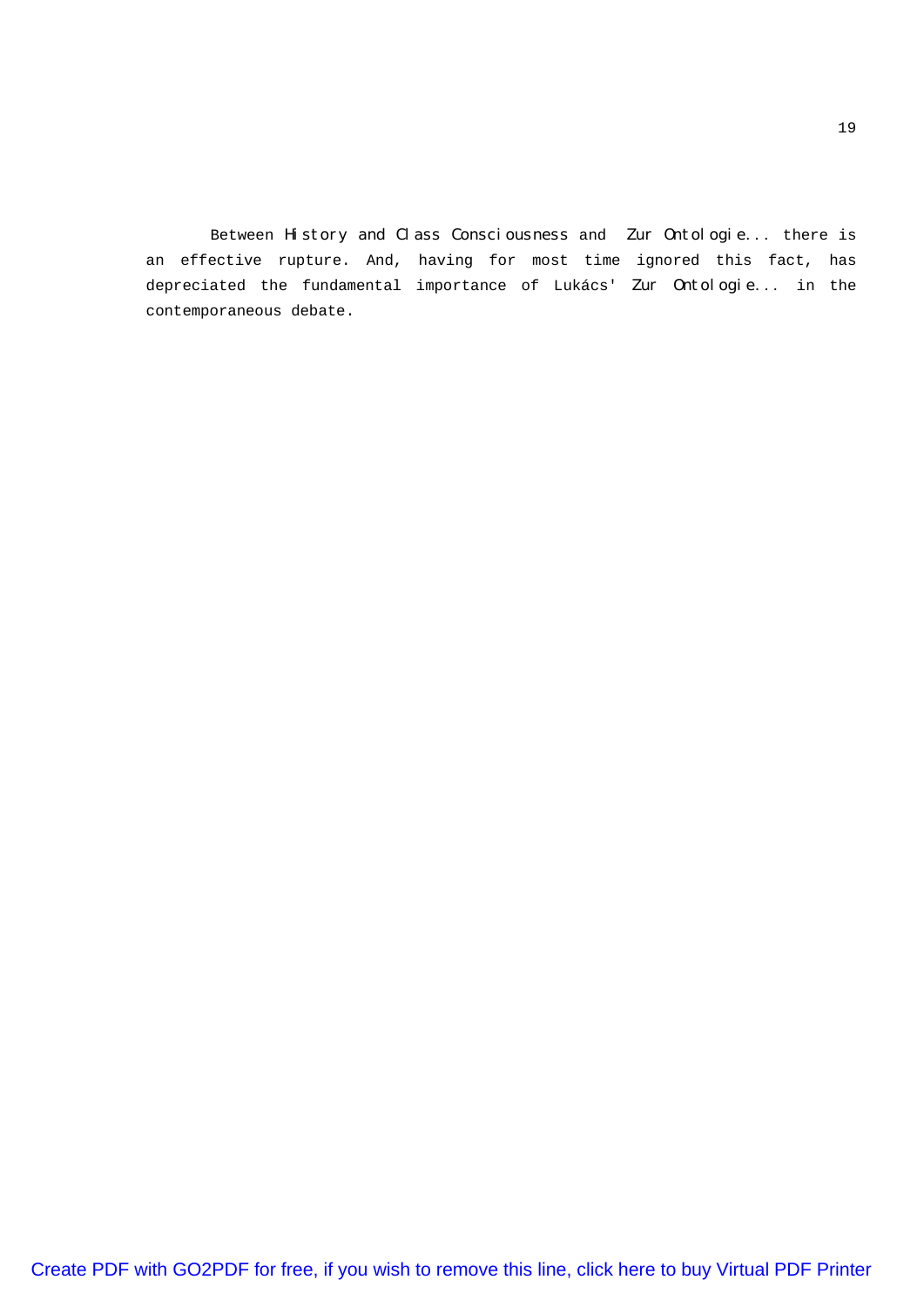Between *History and Class Consciousness* and *Zur Ontologie...* there is an effective rupture. And, having for most time ignored this fact, has depreciated the fundamental importance of Lukács' *Zur Ontologie...* in the contemporaneous debate.